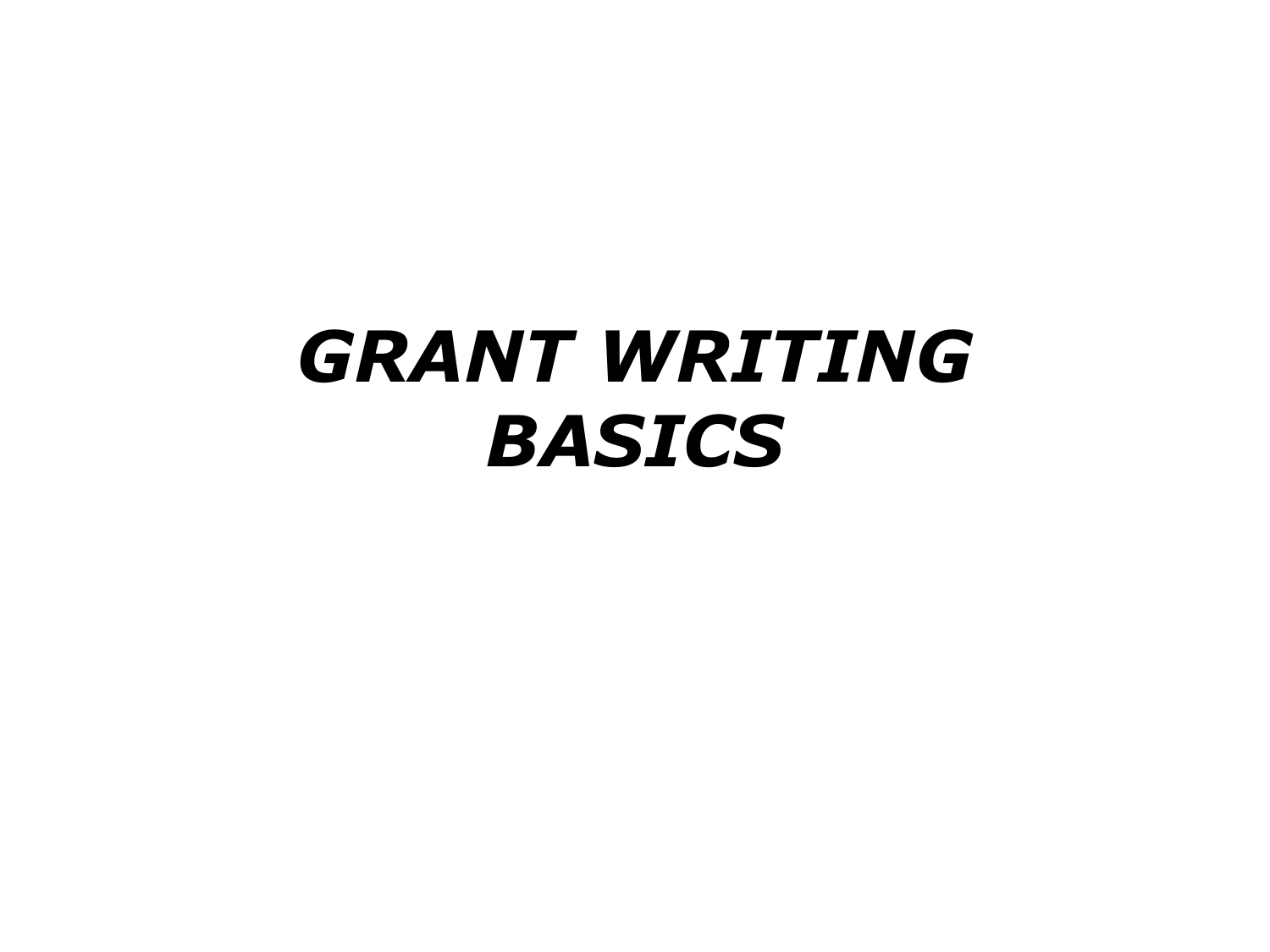# *GRANT WRITING BASICS*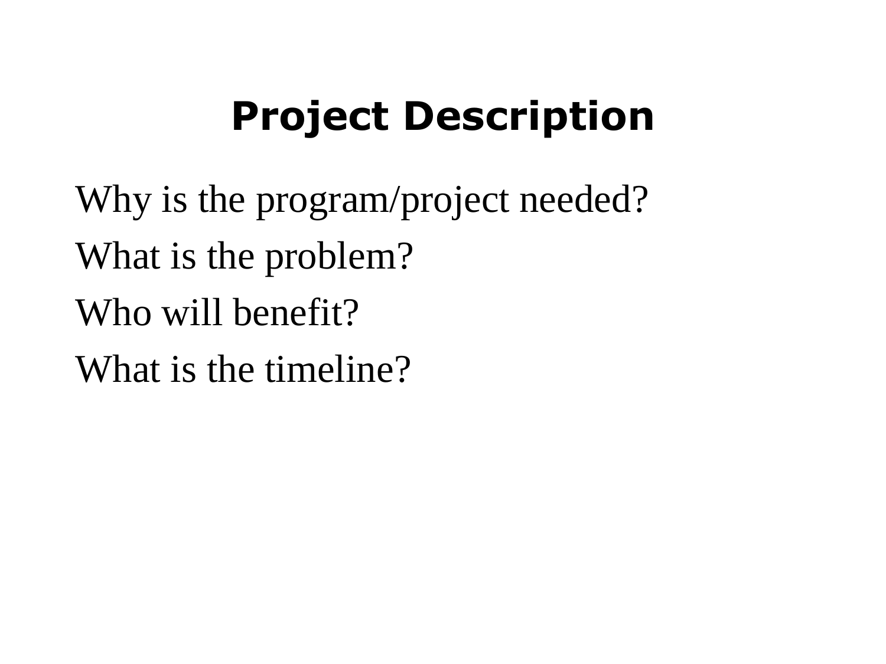# Project Description

Why is the program/project needed?

What is the problem?

Who will benefit?

What is the timeline?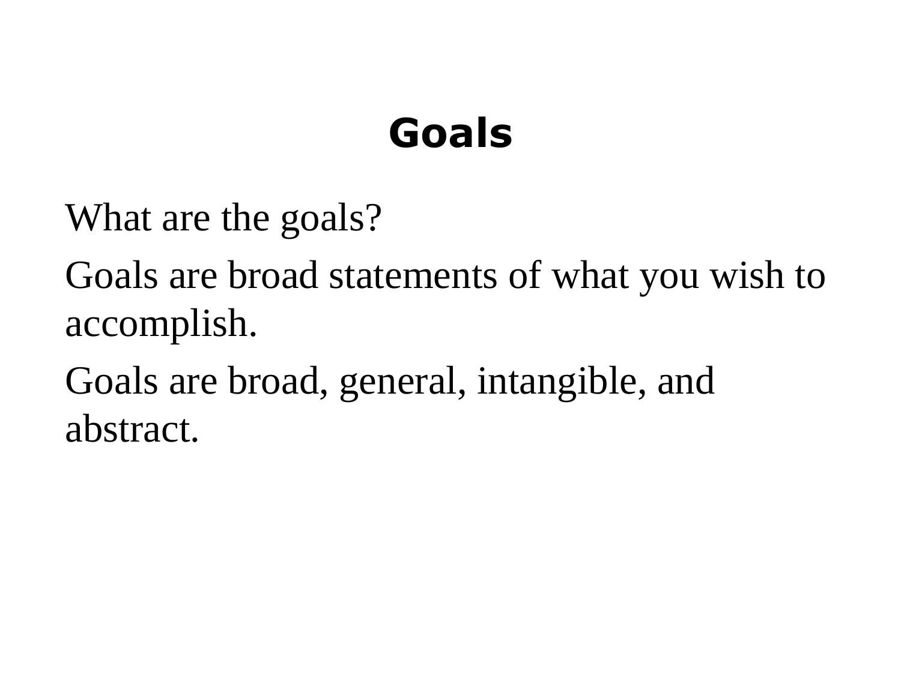# Goals

What are the goals?

Goals are broad statements of what you wish to accomplish.

Goals are broad, general, intangible, and abstract.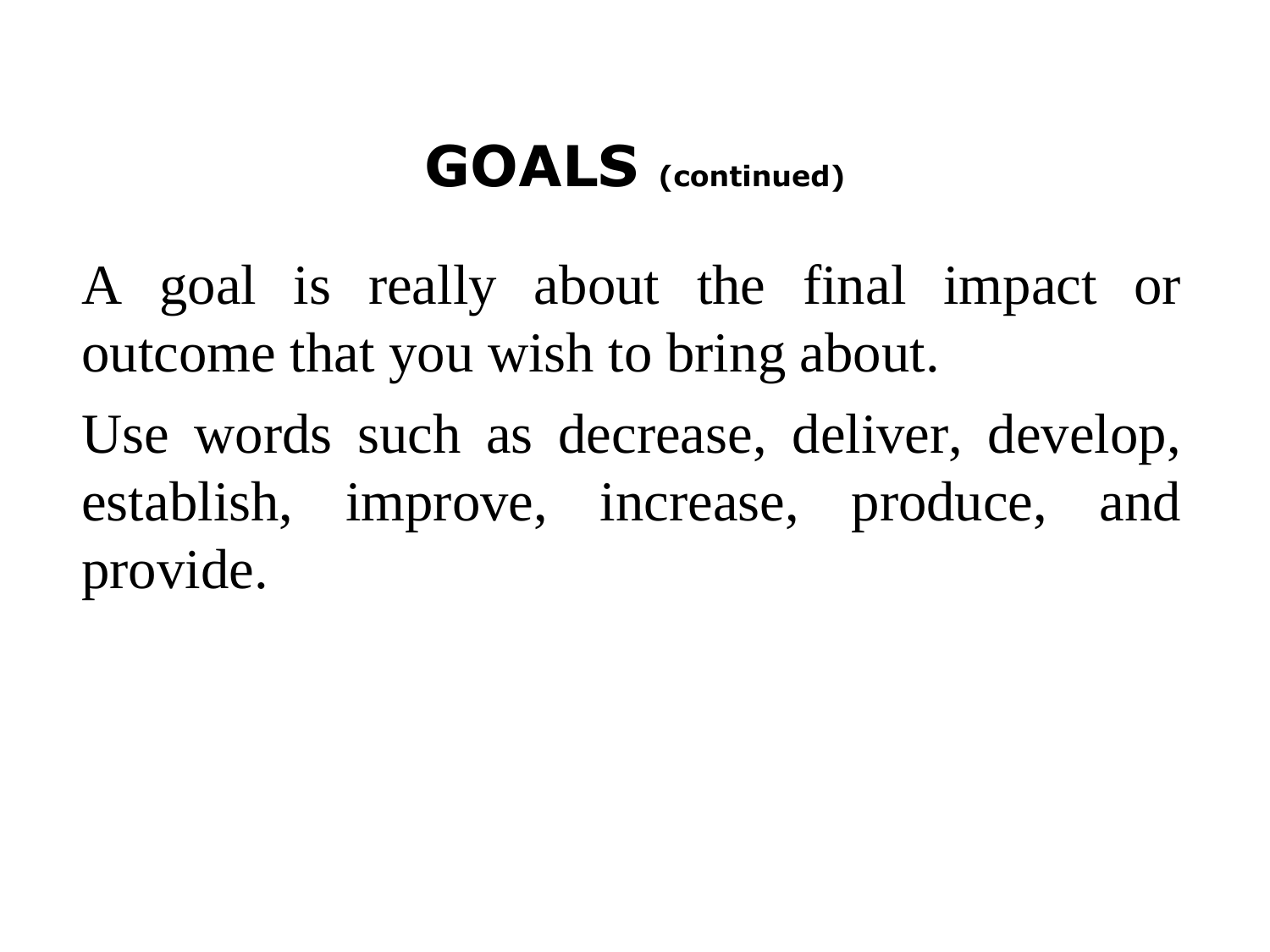# GOALS (continued)

A goal is really about the final impact or outcome that you wish to bring about.

Use words such as decrease, deliver, develop, establish, improve, increase, produce, and provide.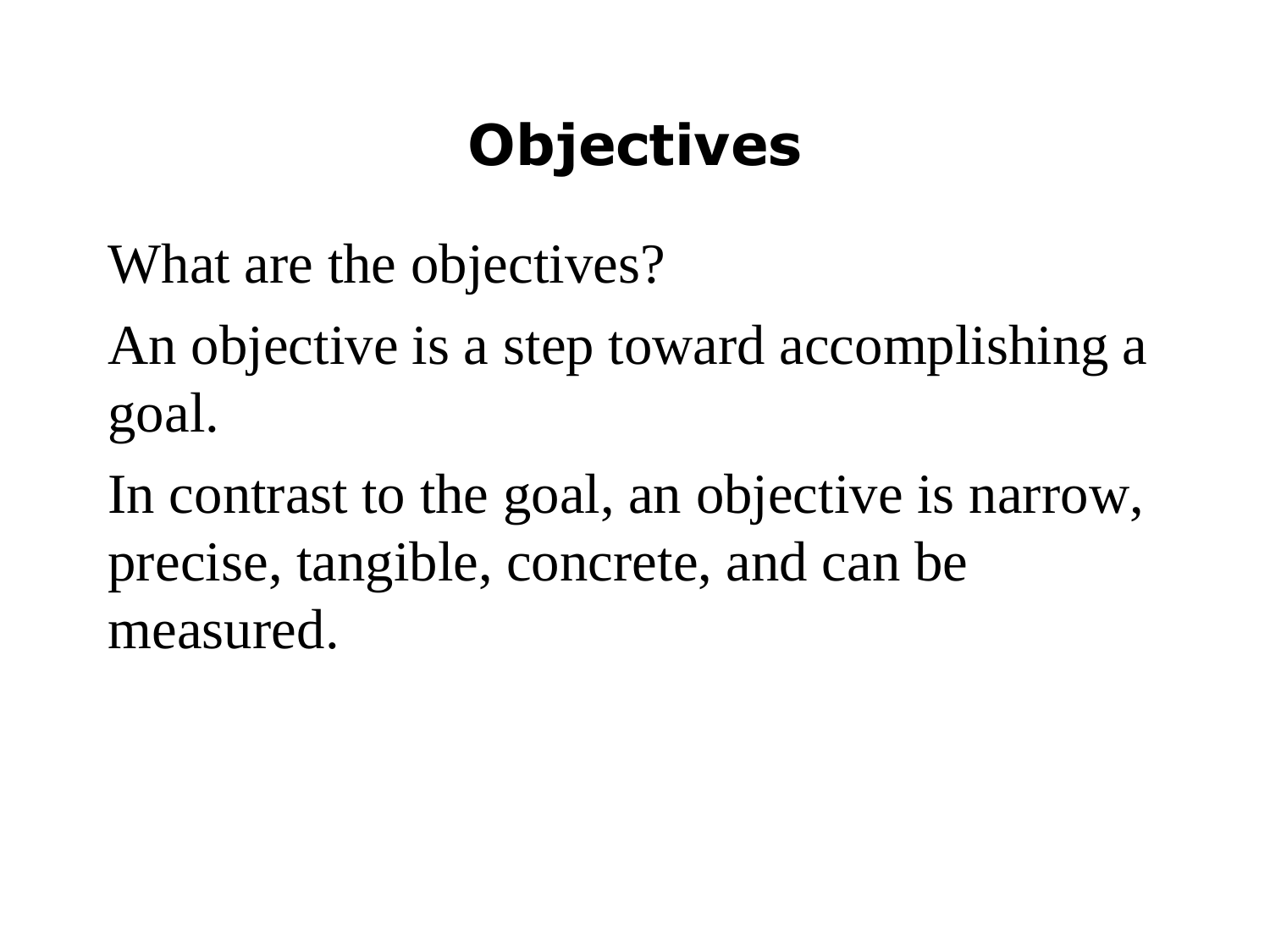# Objectives

What are the objectives?

An objective is a step toward accomplishing a goal.

In contrast to the goal, an objective is narrow, precise, tangible, concrete, and can be measured.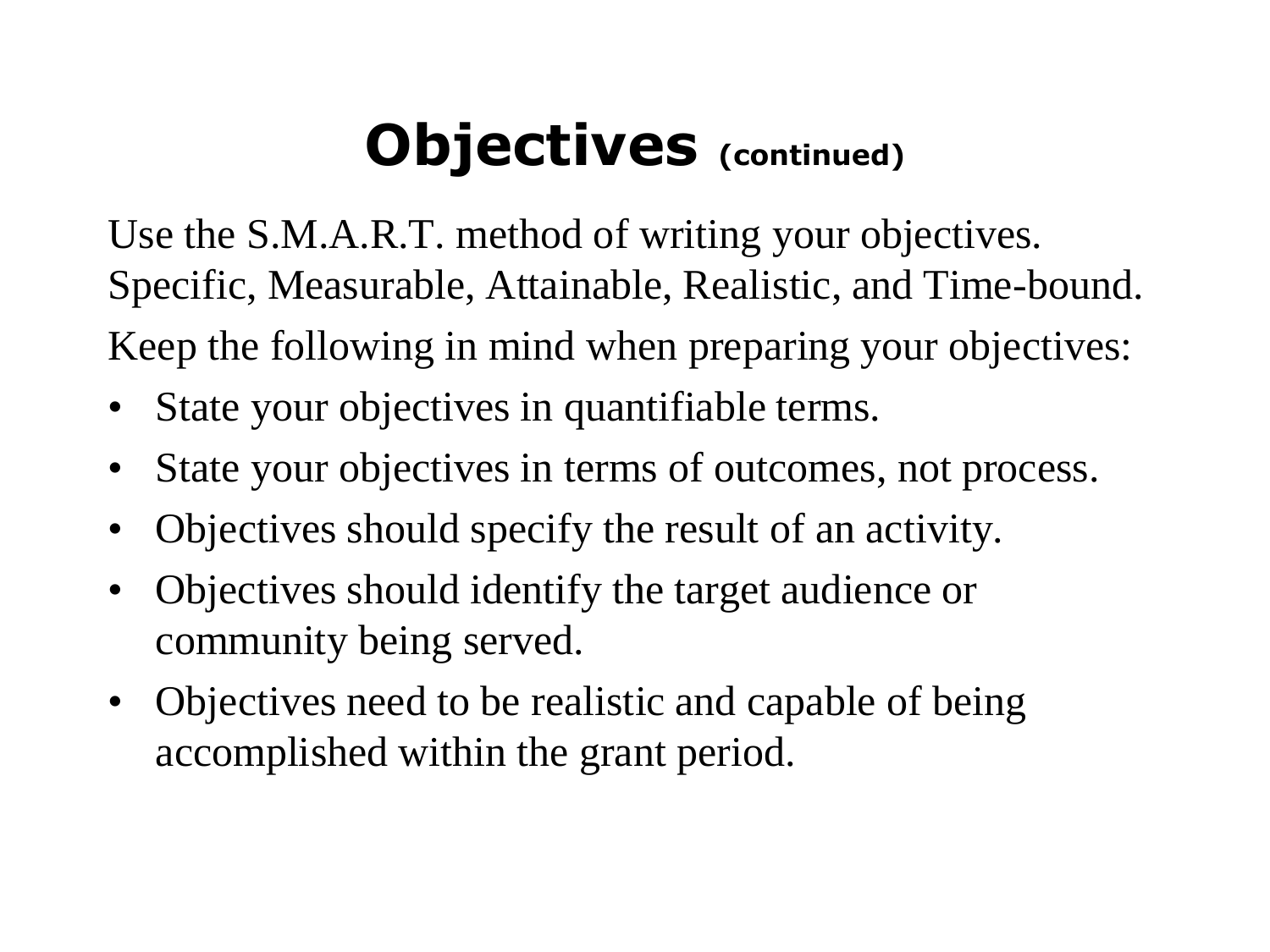# Objectives (continued)

Use the S.M.A.R.T. method of writing your objectives. Specific, Measurable, Attainable, Realistic, and Time-bound.

Keep the following in mind when preparing your objectives:

- State your objectives in quantifiable terms.
- State your objectives in terms of outcomes, not process.
- Objectives should specify the result of an activity.
- Objectives should identify the target audience or community being served.
- Objectives need to be realistic and capable of being accomplished within the grant period.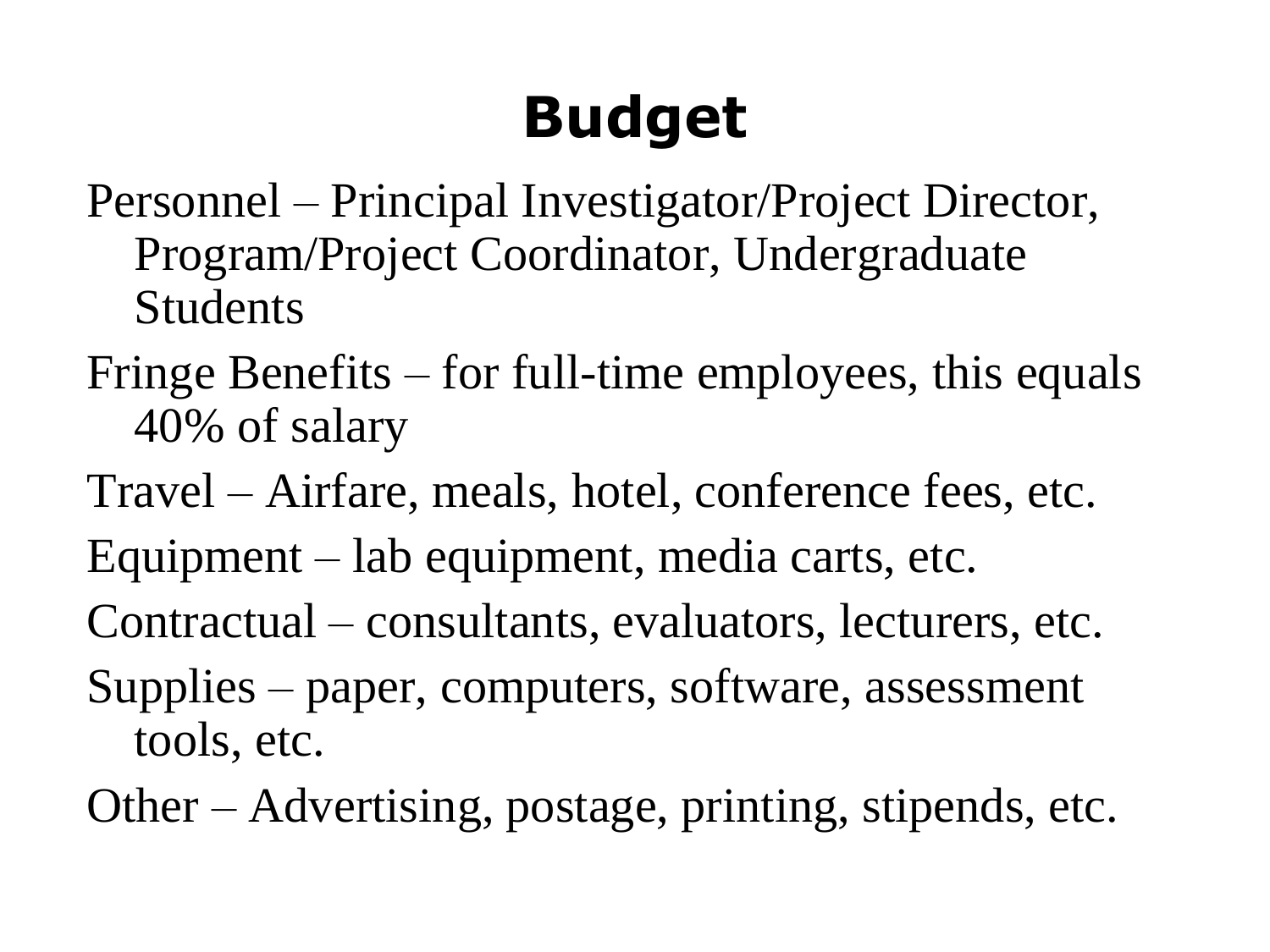# Budget

Personnel – Principal Investigator/Project Director, Program/Project Coordinator, Undergraduate Students

Fringe Benefits – for full-time employees, this equals 40% of salary

Travel – Airfare, meals, hotel, conference fees, etc.

Equipment – lab equipment, media carts, etc.

Contractual – consultants, evaluators, lecturers, etc.

Supplies – paper, computers, software, assessment tools, etc.

Other – Advertising, postage, printing, stipends, etc.